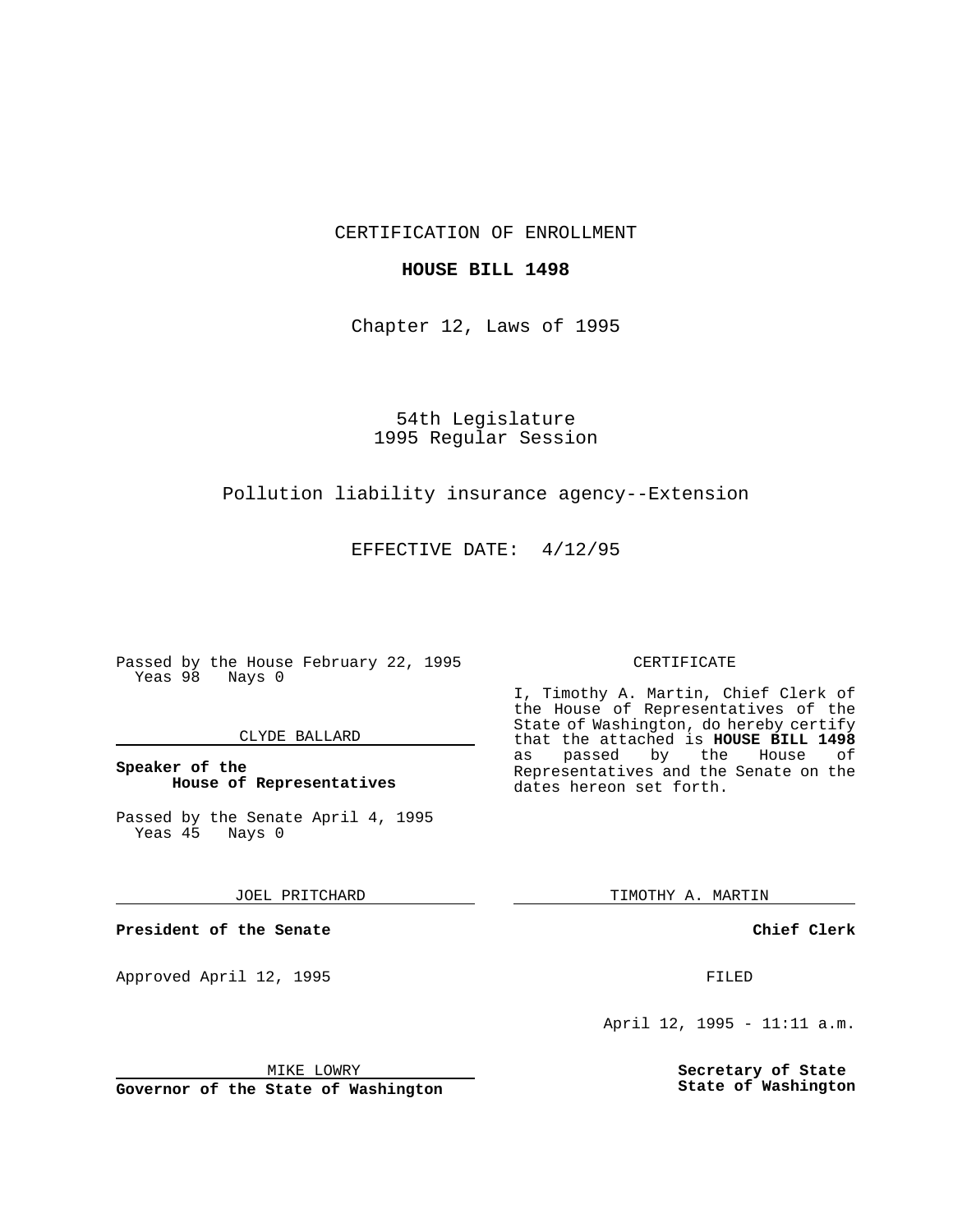CERTIFICATION OF ENROLLMENT

**HOUSE BILL 1498**

Chapter 12, Laws of 1995

54th Legislature
1995 Regular Session

Pollution liability insurance agency--Extension

EFFECTIVE DATE: 4/12/95

Passed by the House February 22, 1995
Yeas 98 Nays 0

CLYDE BALLARD

**Speaker of the House of Representatives**

Passed by the Senate April 4, 1995
Yeas 45 Nays 0

JOEL PRITCHARD

**President of the Senate**

Approved April 12, 1995

MIKE LOWRY

**Governor of the State of Washington**

CERTIFICATE

I, Timothy A. Martin, Chief Clerk of the House of Representatives of the State of Washington, do hereby certify that the attached is **HOUSE BILL 1498** as passed by the House of Representatives and the Senate on the dates hereon set forth.

TIMOTHY A. MARTIN

**Chief Clerk**

FILED

April 12, 1995 - 11:11 a.m.

**Secretary of State State of Washington**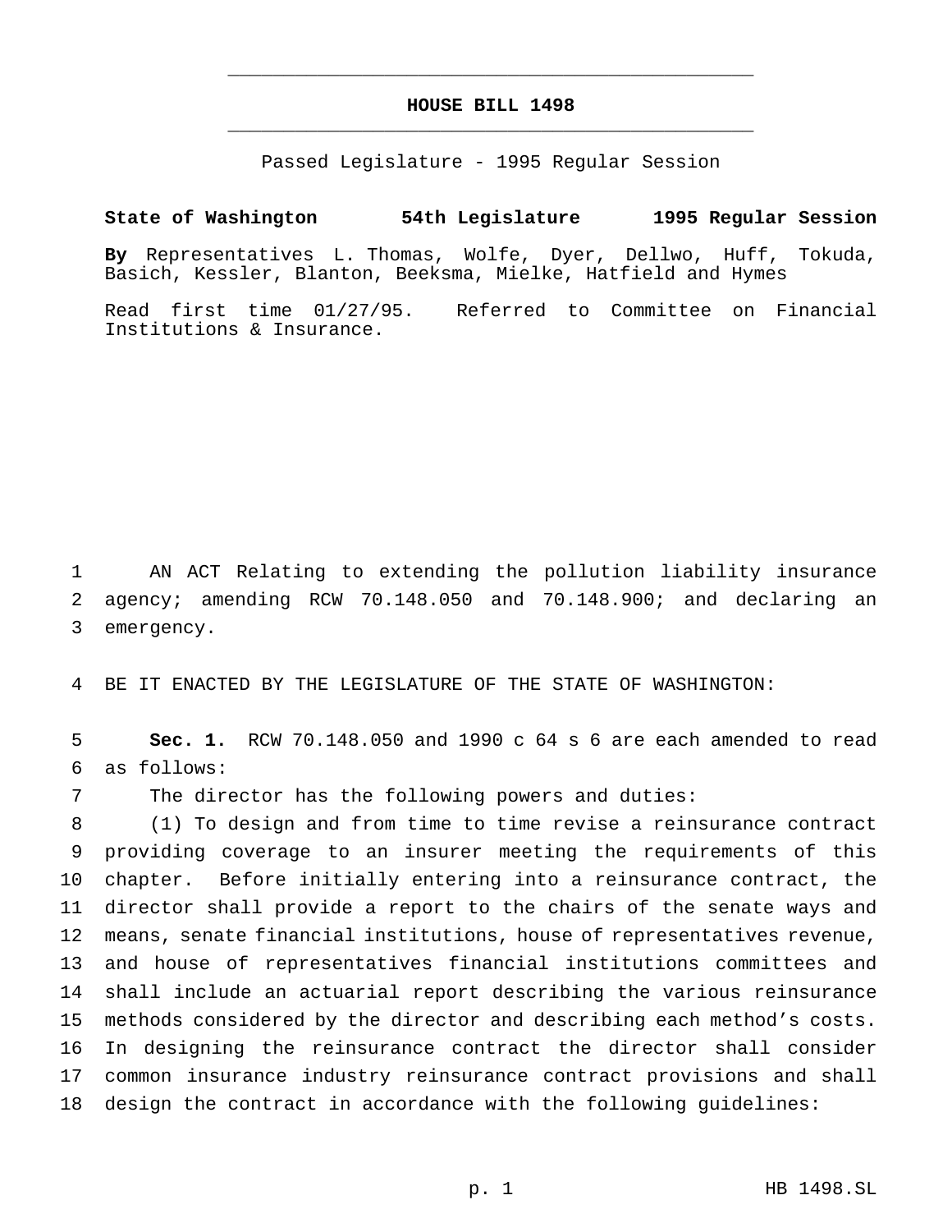# HOUSE BILL 1498

Passed Legislature - 1995 Regular Session

**State of Washington 54th Legislature 1995 Regular Session**

**By** Representatives L. Thomas, Wolfe, Dyer, Dellwo, Huff, Tokuda, Basich, Kessler, Blanton, Beeksma, Mielke, Hatfield and Hymes

Read first time 01/27/95. Referred to Committee on Financial Institutions & Insurance.

AN ACT Relating to extending the pollution liability insurance agency; amending RCW 70.148.050 and 70.148.900; and declaring an emergency.

BE IT ENACTED BY THE LEGISLATURE OF THE STATE OF WASHINGTON:

**Sec. 1.** RCW 70.148.050 and 1990 c 64 s 6 are each amended to read as follows:

The director has the following powers and duties:

(1) To design and from time to time revise a reinsurance contract providing coverage to an insurer meeting the requirements of this chapter. Before initially entering into a reinsurance contract, the director shall provide a report to the chairs of the senate ways and means, senate financial institutions, house of representatives revenue, and house of representatives financial institutions committees and shall include an actuarial report describing the various reinsurance methods considered by the director and describing each method's costs. In designing the reinsurance contract the director shall consider common insurance industry reinsurance contract provisions and shall design the contract in accordance with the following guidelines: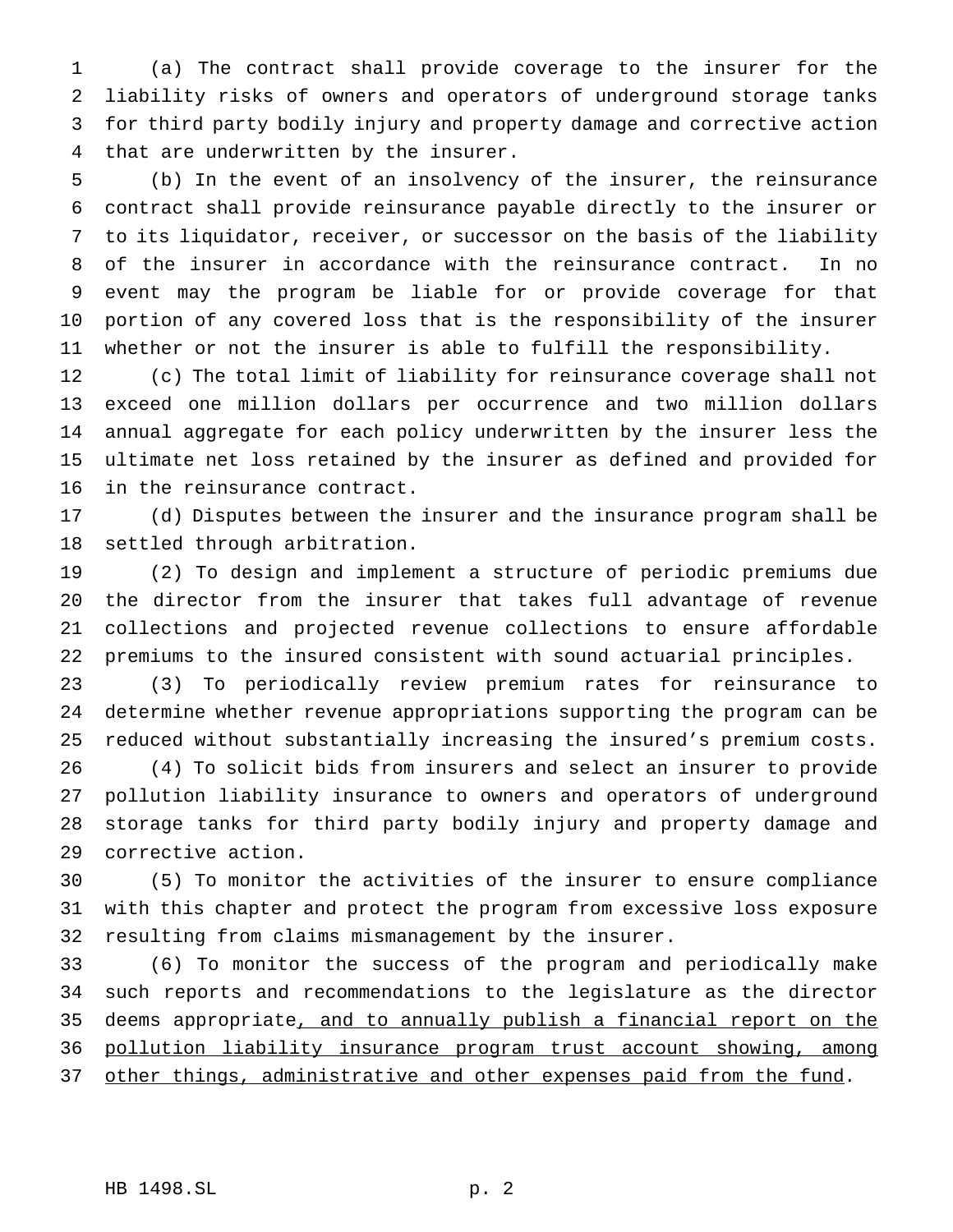(a) The contract shall provide coverage to the insurer for the liability risks of owners and operators of underground storage tanks for third party bodily injury and property damage and corrective action that are underwritten by the insurer.

(b) In the event of an insolvency of the insurer, the reinsurance contract shall provide reinsurance payable directly to the insurer or to its liquidator, receiver, or successor on the basis of the liability of the insurer in accordance with the reinsurance contract. In no event may the program be liable for or provide coverage for that portion of any covered loss that is the responsibility of the insurer whether or not the insurer is able to fulfill the responsibility.

(c) The total limit of liability for reinsurance coverage shall not exceed one million dollars per occurrence and two million dollars annual aggregate for each policy underwritten by the insurer less the ultimate net loss retained by the insurer as defined and provided for in the reinsurance contract.

(d) Disputes between the insurer and the insurance program shall be settled through arbitration.

(2) To design and implement a structure of periodic premiums due the director from the insurer that takes full advantage of revenue collections and projected revenue collections to ensure affordable premiums to the insured consistent with sound actuarial principles.

(3) To periodically review premium rates for reinsurance to determine whether revenue appropriations supporting the program can be reduced without substantially increasing the insured's premium costs.

(4) To solicit bids from insurers and select an insurer to provide pollution liability insurance to owners and operators of underground storage tanks for third party bodily injury and property damage and corrective action.

(5) To monitor the activities of the insurer to ensure compliance with this chapter and protect the program from excessive loss exposure resulting from claims mismanagement by the insurer.

(6) To monitor the success of the program and periodically make such reports and recommendations to the legislature as the director deems appropriate<u>, and to annually publish a financial report on the pollution liability insurance program trust account showing, among other things, administrative and other expenses paid from the fund</u>.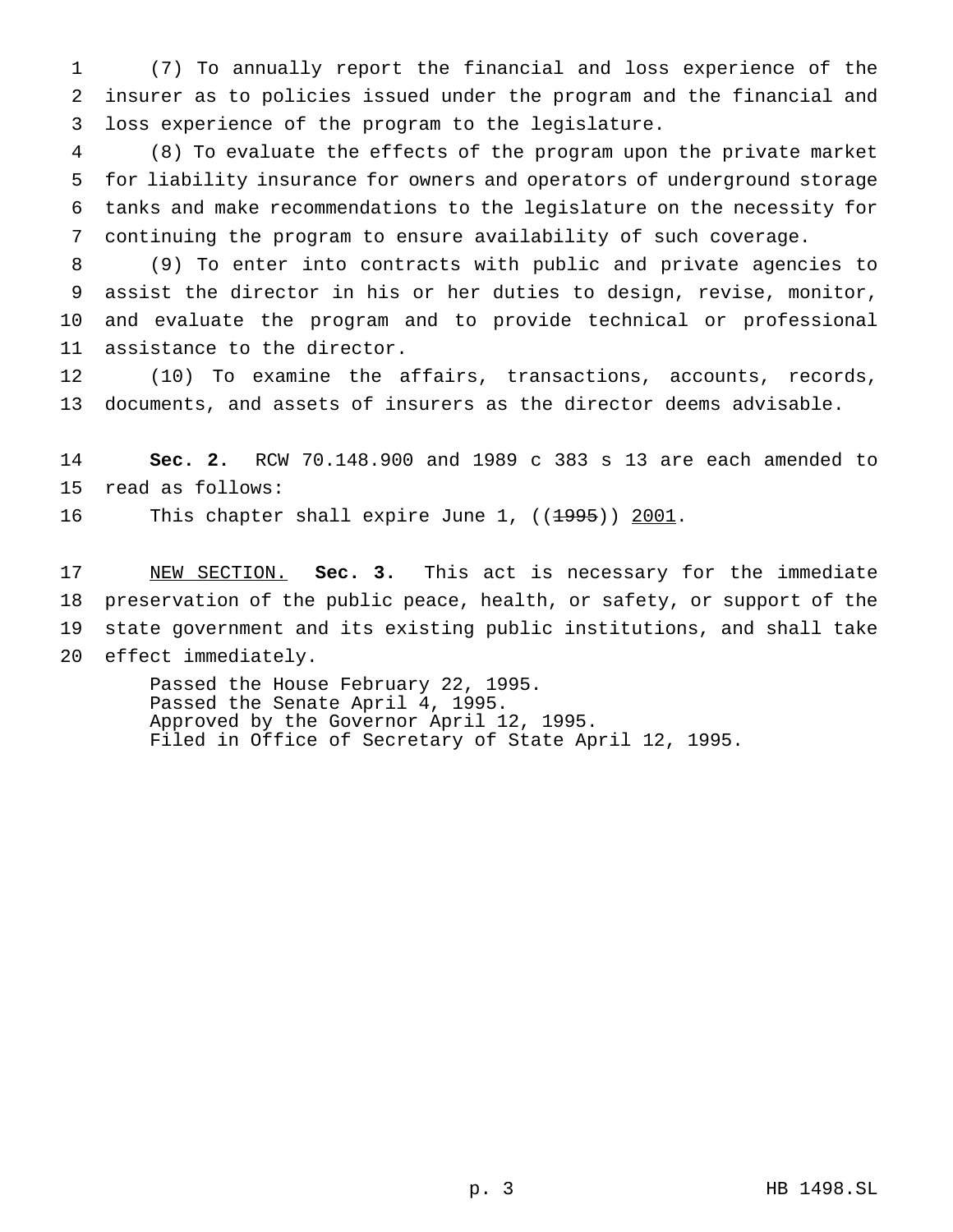(7) To annually report the financial and loss experience of the insurer as to policies issued under the program and the financial and loss experience of the program to the legislature.

(8) To evaluate the effects of the program upon the private market for liability insurance for owners and operators of underground storage tanks and make recommendations to the legislature on the necessity for continuing the program to ensure availability of such coverage.

(9) To enter into contracts with public and private agencies to assist the director in his or her duties to design, revise, monitor, and evaluate the program and to provide technical or professional assistance to the director.

(10) To examine the affairs, transactions, accounts, records, documents, and assets of insurers as the director deems advisable.

**Sec. 2.** RCW 70.148.900 and 1989 c 383 s 13 are each amended to read as follows:

This chapter shall expire June 1, ((~~1995~~)) 2001.

NEW SECTION. **Sec. 3.** This act is necessary for the immediate preservation of the public peace, health, or safety, or support of the state government and its existing public institutions, and shall take effect immediately.

Passed the House February 22, 1995.
Passed the Senate April 4, 1995.
Approved by the Governor April 12, 1995.
Filed in Office of Secretary of State April 12, 1995.